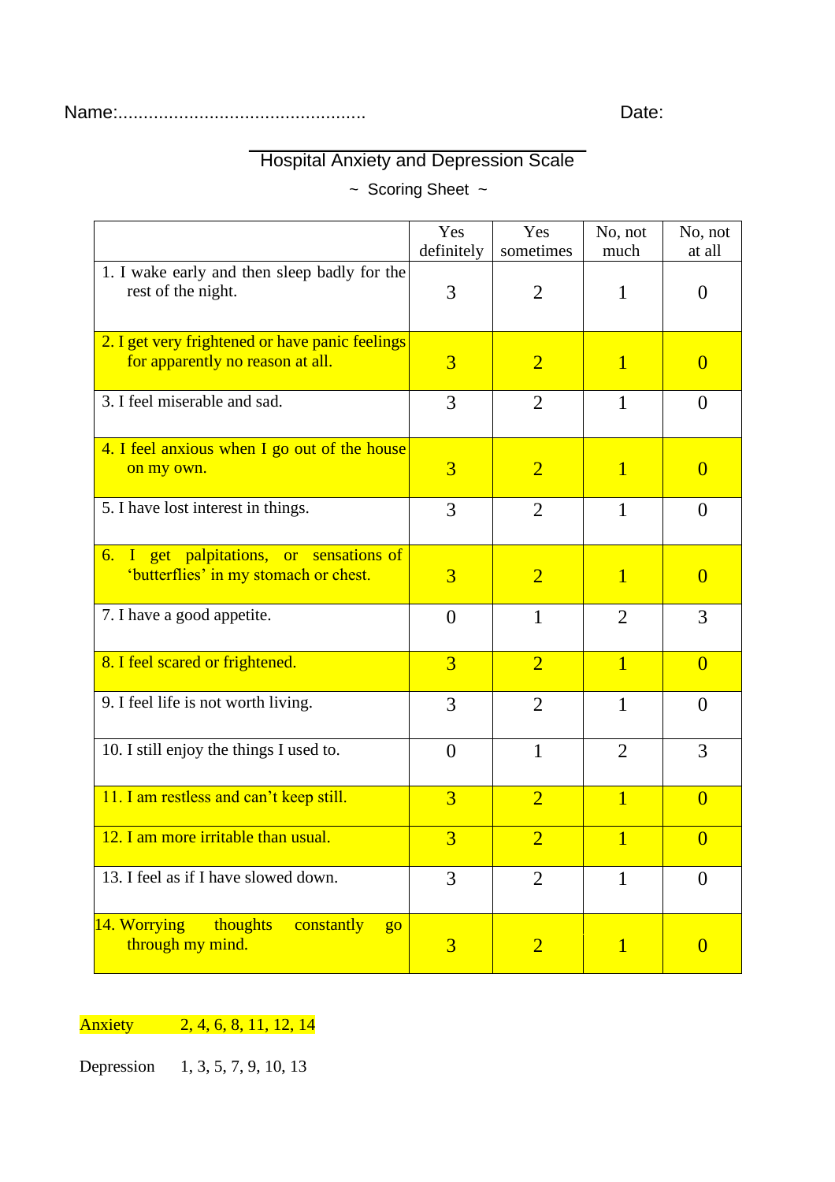Name:................................................ Date:

# Hospital Anxiety and Depression Scale

~ Scoring Sheet ~

| | Yes definitely | Yes sometimes | No, not much | No, not at all |
|---|---|---|---|---|
| 1. I wake early and then sleep badly for the rest of the night. | 3 | 2 | 1 | 0 |
| 2. I get very frightened or have panic feelings for apparently no reason at all. | 3 | 2 | 1 | 0 |
| 3. I feel miserable and sad. | 3 | 2 | 1 | 0 |
| 4. I feel anxious when I go out of the house on my own. | 3 | 2 | 1 | 0 |
| 5. I have lost interest in things. | 3 | 2 | 1 | 0 |
| 6. I get palpitations, or sensations of 'butterflies' in my stomach or chest. | 3 | 2 | 1 | 0 |
| 7. I have a good appetite. | 0 | 1 | 2 | 3 |
| 8. I feel scared or frightened. | 3 | 2 | 1 | 0 |
| 9. I feel life is not worth living. | 3 | 2 | 1 | 0 |
| 10. I still enjoy the things I used to. | 0 | 1 | 2 | 3 |
| 11. I am restless and can't keep still. | 3 | 2 | 1 | 0 |
| 12. I am more irritable than usual. | 3 | 2 | 1 | 0 |
| 13. I feel as if I have slowed down. | 3 | 2 | 1 | 0 |
| 14. Worrying thoughts constantly go through my mind. | 3 | 2 | 1 | 0 |

Anxiety 2, 4, 6, 8, 11, 12, 14

Depression 1, 3, 5, 7, 9, 10, 13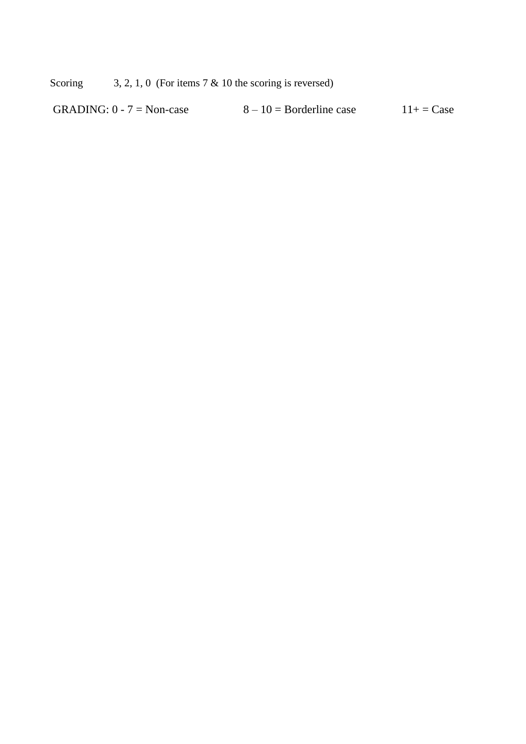Scoring 3, 2, 1, 0 (For items 7 & 10 the scoring is reversed)

GRADING: 0 - 7 = Non-case 8 – 10 = Borderline case 11+ = Case